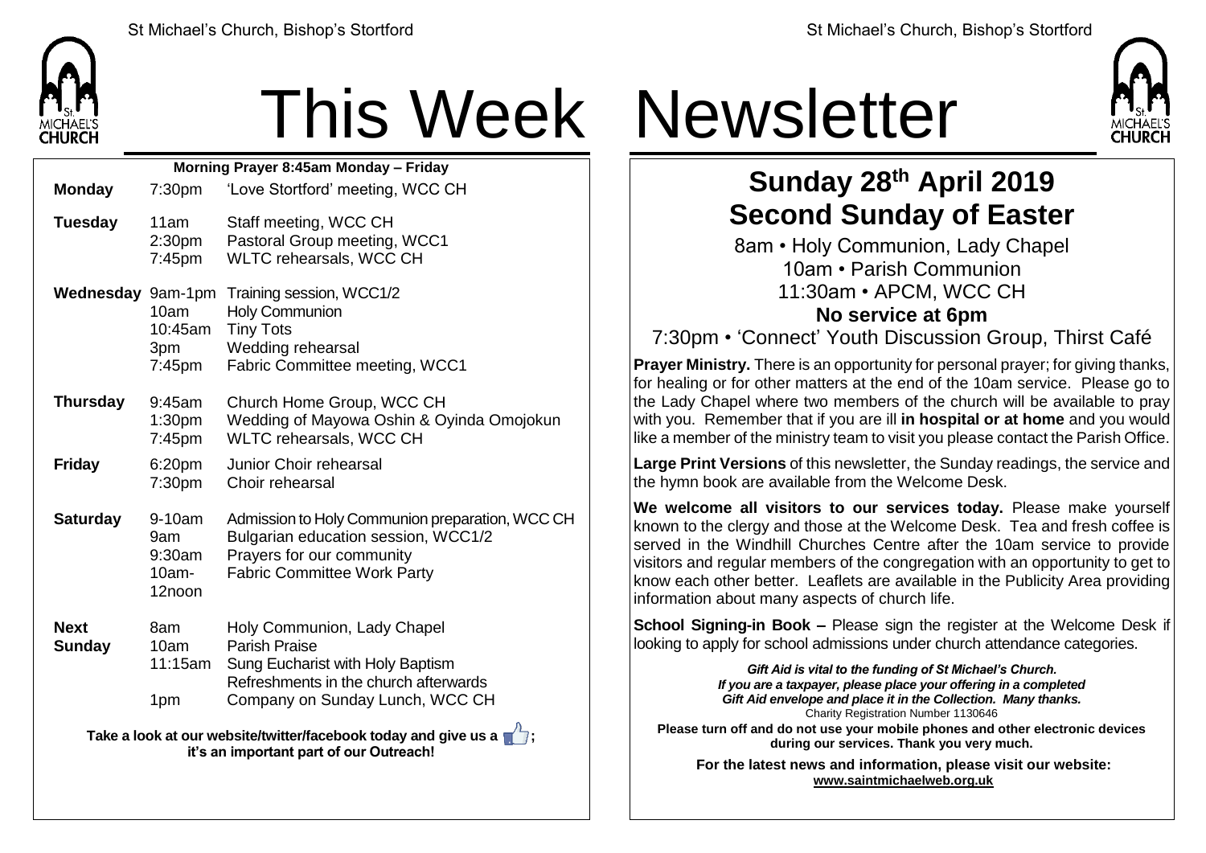# This Week Newsletter

**Morning Prayer 8:45am Monday – Friday**

| | | |
|---|---|---|
| **Monday** | 7:30pm | 'Love Stortford' meeting, WCC CH |
| **Tuesday** | 11am | Staff meeting, WCC CH |
| | 2:30pm | Pastoral Group meeting, WCC1 |
| | 7:45pm | WLTC rehearsals, WCC CH |
| **Wednesday** | 9am-1pm | Training session, WCC1/2 |
| | 10am | Holy Communion |
| | 10:45am | Tiny Tots |
| | 3pm | Wedding rehearsal |
| | 7:45pm | Fabric Committee meeting, WCC1 |
| **Thursday** | 9:45am | Church Home Group, WCC CH |
| | 1:30pm | Wedding of Mayowa Oshin & Oyinda Omojokun |
| | 7:45pm | WLTC rehearsals, WCC CH |
| **Friday** | 6:20pm | Junior Choir rehearsal |
| | 7:30pm | Choir rehearsal |
| **Saturday** | 9-10am | Admission to Holy Communion preparation, WCC CH |
| | 9am | Bulgarian education session, WCC1/2 |
| | 9:30am | Prayers for our community |
| | 10am-12noon | Fabric Committee Work Party |
| **Next Sunday** | 8am | Holy Communion, Lady Chapel |
| | 10am | Parish Praise |
| | 11:15am | Sung Eucharist with Holy Baptism |
| | | Refreshments in the church afterwards |
| | 1pm | Company on Sunday Lunch, WCC CH |

**Take a look at our website/twitter/facebook today and give us a 👍; it's an important part of our Outreach!**

## Sunday 28th April 2019
## Second Sunday of Easter

8am • Holy Communion, Lady Chapel
10am • Parish Communion
11:30am • APCM, WCC CH
**No service at 6pm**
7:30pm • 'Connect' Youth Discussion Group, Thirst Café

**Prayer Ministry.** There is an opportunity for personal prayer; for giving thanks, for healing or for other matters at the end of the 10am service. Please go to the Lady Chapel where two members of the church will be available to pray with you. Remember that if you are ill **in hospital or at home** and you would like a member of the ministry team to visit you please contact the Parish Office.

**Large Print Versions** of this newsletter, the Sunday readings, the service and the hymn book are available from the Welcome Desk.

**We welcome all visitors to our services today.** Please make yourself known to the clergy and those at the Welcome Desk. Tea and fresh coffee is served in the Windhill Churches Centre after the 10am service to provide visitors and regular members of the congregation with an opportunity to get to know each other better. Leaflets are available in the Publicity Area providing information about many aspects of church life.

**School Signing-in Book –** Please sign the register at the Welcome Desk if looking to apply for school admissions under church attendance categories.

***Gift Aid is vital to the funding of St Michael's Church. If you are a taxpayer, please place your offering in a completed Gift Aid envelope and place it in the Collection. Many thanks.***
Charity Registration Number 1130646

**Please turn off and do not use your mobile phones and other electronic devices during our services. Thank you very much.**

**For the latest news and information, please visit our website: www.saintmichaelweb.org.uk**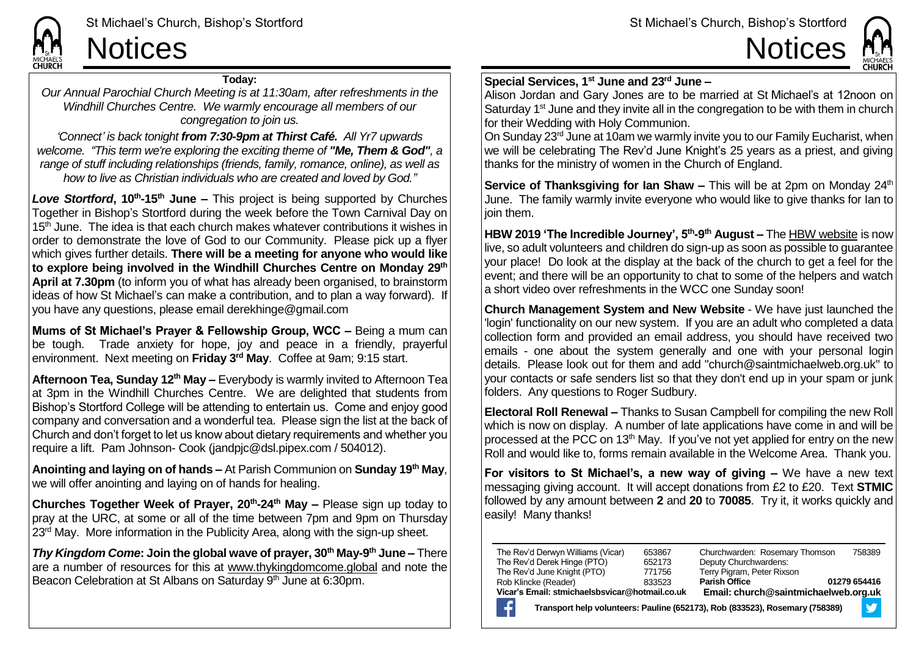# Notices

**Today:**

*Our Annual Parochial Church Meeting is at 11:30am, after refreshments in the Windhill Churches Centre. We warmly encourage all members of our congregation to join us.*

*'Connect' is back tonight **from 7:30-9pm at Thirst Café.** All Yr7 upwards welcome. "This term we're exploring the exciting theme of **"Me, Them & God"**, a range of stuff including relationships (friends, family, romance, online), as well as how to live as Christian individuals who are created and loved by God."*

***Love Stortford*, 10th-15th June –** This project is being supported by Churches Together in Bishop's Stortford during the week before the Town Carnival Day on 15th June. The idea is that each church makes whatever contributions it wishes in order to demonstrate the love of God to our Community. Please pick up a flyer which gives further details. **There will be a meeting for anyone who would like to explore being involved in the Windhill Churches Centre on Monday 29th April at 7.30pm** (to inform you of what has already been organised, to brainstorm ideas of how St Michael's can make a contribution, and to plan a way forward). If you have any questions, please email derekhinge@gmail.com

**Mums of St Michael's Prayer & Fellowship Group, WCC –** Being a mum can be tough. Trade anxiety for hope, joy and peace in a friendly, prayerful environment. Next meeting on **Friday 3rd May**. Coffee at 9am; 9:15 start.

**Afternoon Tea, Sunday 12th May –** Everybody is warmly invited to Afternoon Tea at 3pm in the Windhill Churches Centre. We are delighted that students from Bishop's Stortford College will be attending to entertain us. Come and enjoy good company and conversation and a wonderful tea. Please sign the list at the back of Church and don't forget to let us know about dietary requirements and whether you require a lift. Pam Johnson- Cook (jandpjc@dsl.pipex.com / 504012).

**Anointing and laying on of hands –** At Parish Communion on **Sunday 19th May**, we will offer anointing and laying on of hands for healing.

**Churches Together Week of Prayer, 20th-24th May –** Please sign up today to pray at the URC, at some or all of the time between 7pm and 9pm on Thursday 23rd May. More information in the Publicity Area, along with the sign-up sheet.

***Thy Kingdom Come*: Join the global wave of prayer, 30th May-9th June –** There are a number of resources for this at www.thykingdomcome.global and note the Beacon Celebration at St Albans on Saturday 9th June at 6:30pm.

**Special Services, 1st June and 23rd June –**

Alison Jordan and Gary Jones are to be married at St Michael's at 12noon on Saturday 1st June and they invite all in the congregation to be with them in church for their Wedding with Holy Communion.

On Sunday 23rd June at 10am we warmly invite you to our Family Eucharist, when we will be celebrating The Rev'd June Knight's 25 years as a priest, and giving thanks for the ministry of women in the Church of England.

**Service of Thanksgiving for Ian Shaw –** This will be at 2pm on Monday 24th June. The family warmly invite everyone who would like to give thanks for Ian to join them.

**HBW 2019 'The Incredible Journey', 5th-9th August –** The HBW website is now live, so adult volunteers and children do sign-up as soon as possible to guarantee your place! Do look at the display at the back of the church to get a feel for the event; and there will be an opportunity to chat to some of the helpers and watch a short video over refreshments in the WCC one Sunday soon!

**Church Management System and New Website** - We have just launched the 'login' functionality on our new system. If you are an adult who completed a data collection form and provided an email address, you should have received two emails - one about the system generally and one with your personal login details. Please look out for them and add "church@saintmichaelweb.org.uk" to your contacts or safe senders list so that they don't end up in your spam or junk folders. Any questions to Roger Sudbury.

**Electoral Roll Renewal –** Thanks to Susan Campbell for compiling the new Roll which is now on display. A number of late applications have come in and will be processed at the PCC on 13th May. If you've not yet applied for entry on the new Roll and would like to, forms remain available in the Welcome Area. Thank you.

**For visitors to St Michael's, a new way of giving –** We have a new text messaging giving account. It will accept donations from £2 to £20. Text **STMIC** followed by any amount between **2** and **20** to **70085**. Try it, it works quickly and easily! Many thanks!

| | | | |
|---|---|---|---|
| The Rev'd Derwyn Williams (Vicar) | 653867 | Churchwarden: Rosemary Thomson | 758389 |
| The Rev'd Derek Hinge (PTO) | 652173 | Deputy Churchwardens: | |
| The Rev'd June Knight (PTO) | 771756 | Terry Pigram, Peter Rixson | |
| Rob Klincke (Reader) | 833523 | **Parish Office** | **01279 654416** |
| **Vicar's Email: stmichaelsbsvicar@hotmail.co.uk** | | **Email: church@saintmichaelweb.org.uk** | |

**Transport help volunteers: Pauline (652173), Rob (833523), Rosemary (758389)**